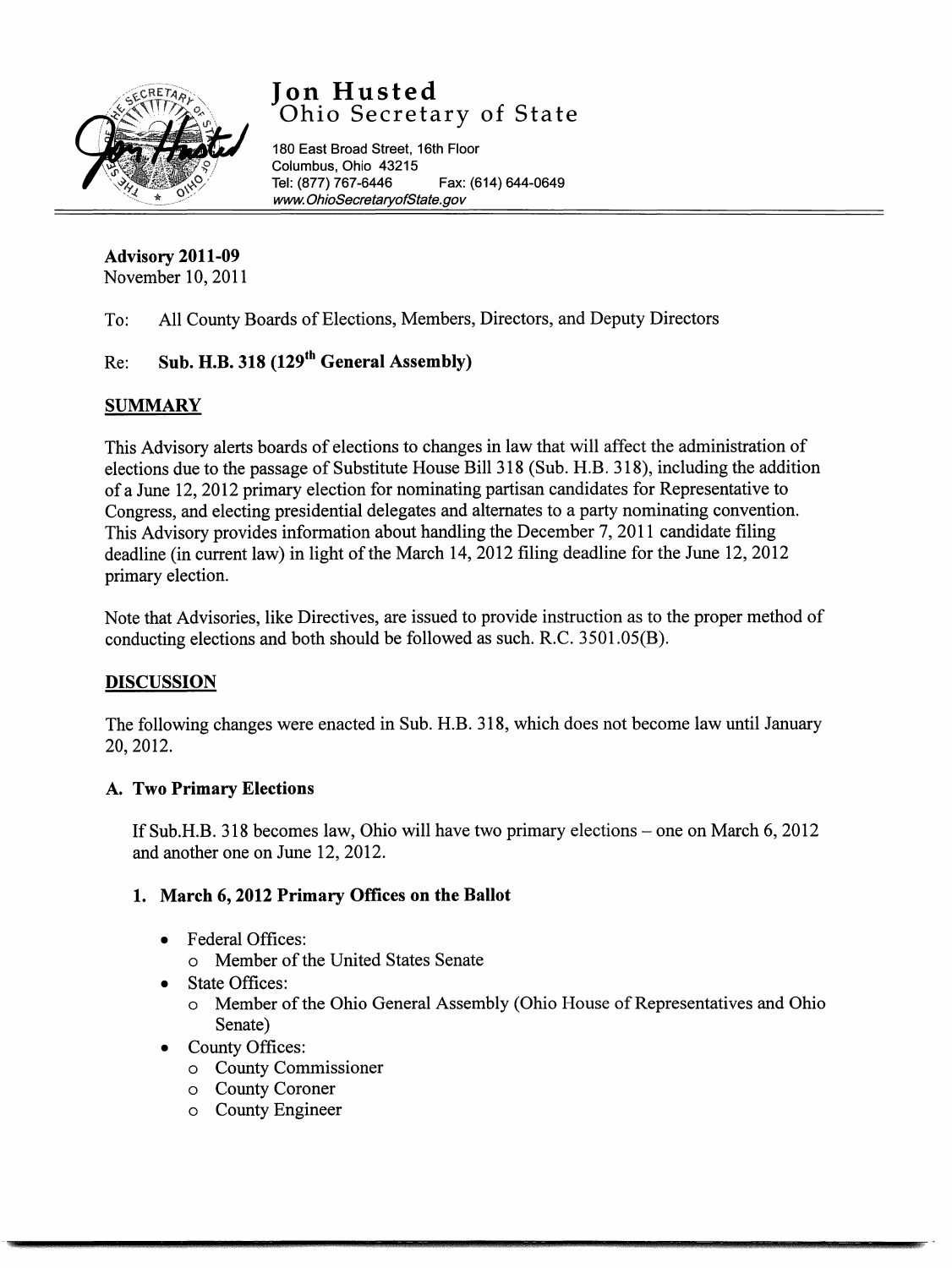# Jon Husted
## Ohio Secretary of State

180 East Broad Street, 16th Floor
Columbus, Ohio 43215
Tel: (877) 767-6446 Fax: (614) 644-0649
www.OhioSecretaryofState.gov

**Advisory 2011-09**
November 10, 2011

To: All County Boards of Elections, Members, Directors, and Deputy Directors

Re: **Sub. H.B. 318 (129th General Assembly)**

## SUMMARY

This Advisory alerts boards of elections to changes in law that will affect the administration of elections due to the passage of Substitute House Bill 318 (Sub. H.B. 318), including the addition of a June 12, 2012 primary election for nominating partisan candidates for Representative to Congress, and electing presidential delegates and alternates to a party nominating convention. This Advisory provides information about handling the December 7, 2011 candidate filing deadline (in current law) in light of the March 14, 2012 filing deadline for the June 12, 2012 primary election.

Note that Advisories, like Directives, are issued to provide instruction as to the proper method of conducting elections and both should be followed as such. R.C. 3501.05(B).

## DISCUSSION

The following changes were enacted in Sub. H.B. 318, which does not become law until January 20, 2012.

### A. Two Primary Elections

If Sub.H.B. 318 becomes law, Ohio will have two primary elections – one on March 6, 2012 and another one on June 12, 2012.

#### 1. March 6, 2012 Primary Offices on the Ballot

- Federal Offices:
  - Member of the United States Senate
- State Offices:
  - Member of the Ohio General Assembly (Ohio House of Representatives and Ohio Senate)
- County Offices:
  - County Commissioner
  - County Coroner
  - County Engineer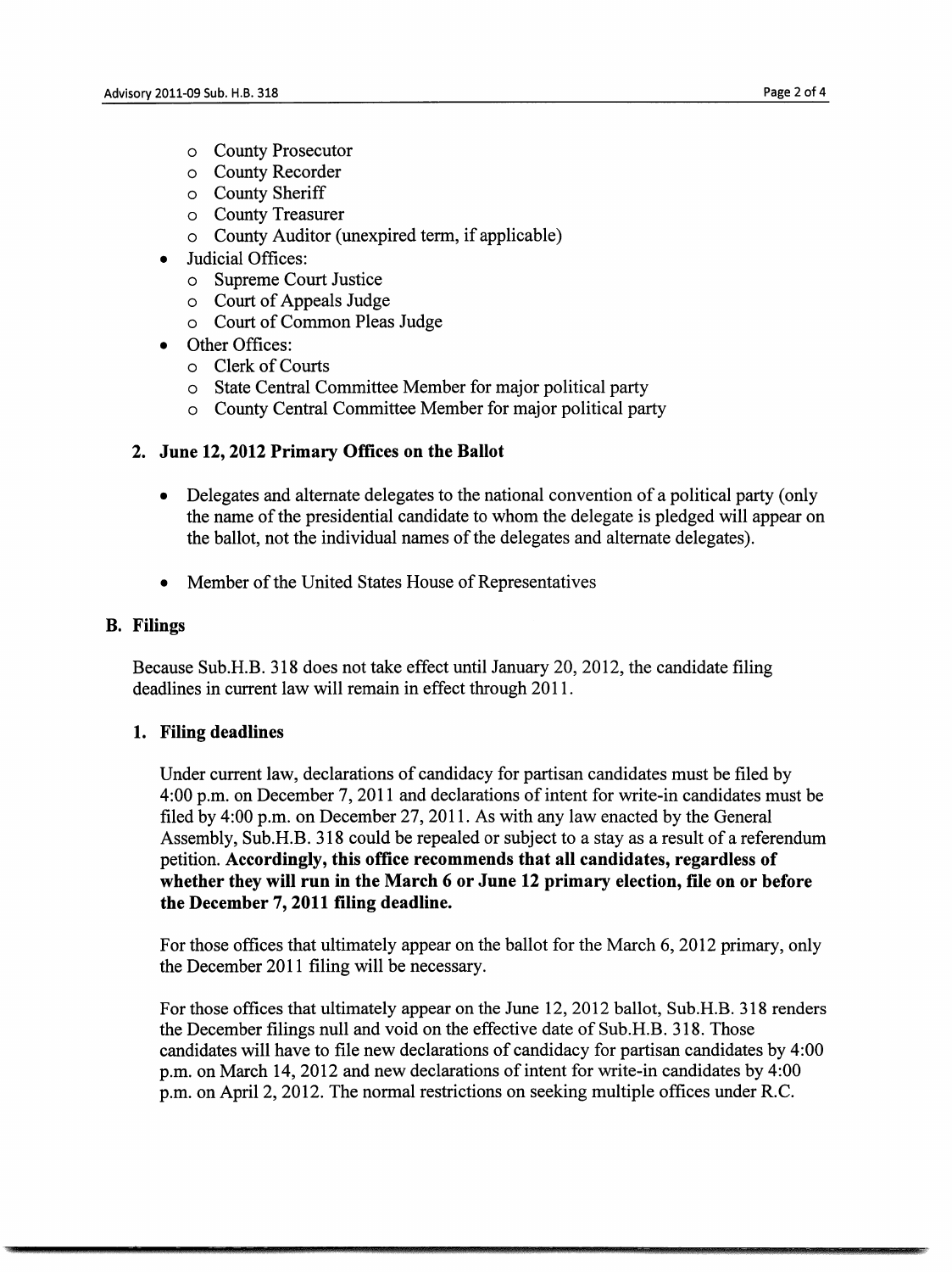- County Prosecutor
    - County Recorder
    - County Sheriff
    - County Treasurer
    - County Auditor (unexpired term, if applicable)
- Judicial Offices:
    - Supreme Court Justice
    - Court of Appeals Judge
    - Court of Common Pleas Judge
- Other Offices:
    - Clerk of Courts
    - State Central Committee Member for major political party
    - County Central Committee Member for major political party

### 2. June 12, 2012 Primary Offices on the Ballot

- Delegates and alternate delegates to the national convention of a political party (only the name of the presidential candidate to whom the delegate is pledged will appear on the ballot, not the individual names of the delegates and alternate delegates).

- Member of the United States House of Representatives

## B. Filings

Because Sub.H.B. 318 does not take effect until January 20, 2012, the candidate filing deadlines in current law will remain in effect through 2011.

### 1. Filing deadlines

Under current law, declarations of candidacy for partisan candidates must be filed by 4:00 p.m. on December 7, 2011 and declarations of intent for write-in candidates must be filed by 4:00 p.m. on December 27, 2011. As with any law enacted by the General Assembly, Sub.H.B. 318 could be repealed or subject to a stay as a result of a referendum petition. **Accordingly, this office recommends that all candidates, regardless of whether they will run in the March 6 or June 12 primary election, file on or before the December 7, 2011 filing deadline.**

For those offices that ultimately appear on the ballot for the March 6, 2012 primary, only the December 2011 filing will be necessary.

For those offices that ultimately appear on the June 12, 2012 ballot, Sub.H.B. 318 renders the December filings null and void on the effective date of Sub.H.B. 318. Those candidates will have to file new declarations of candidacy for partisan candidates by 4:00 p.m. on March 14, 2012 and new declarations of intent for write-in candidates by 4:00 p.m. on April 2, 2012. The normal restrictions on seeking multiple offices under R.C.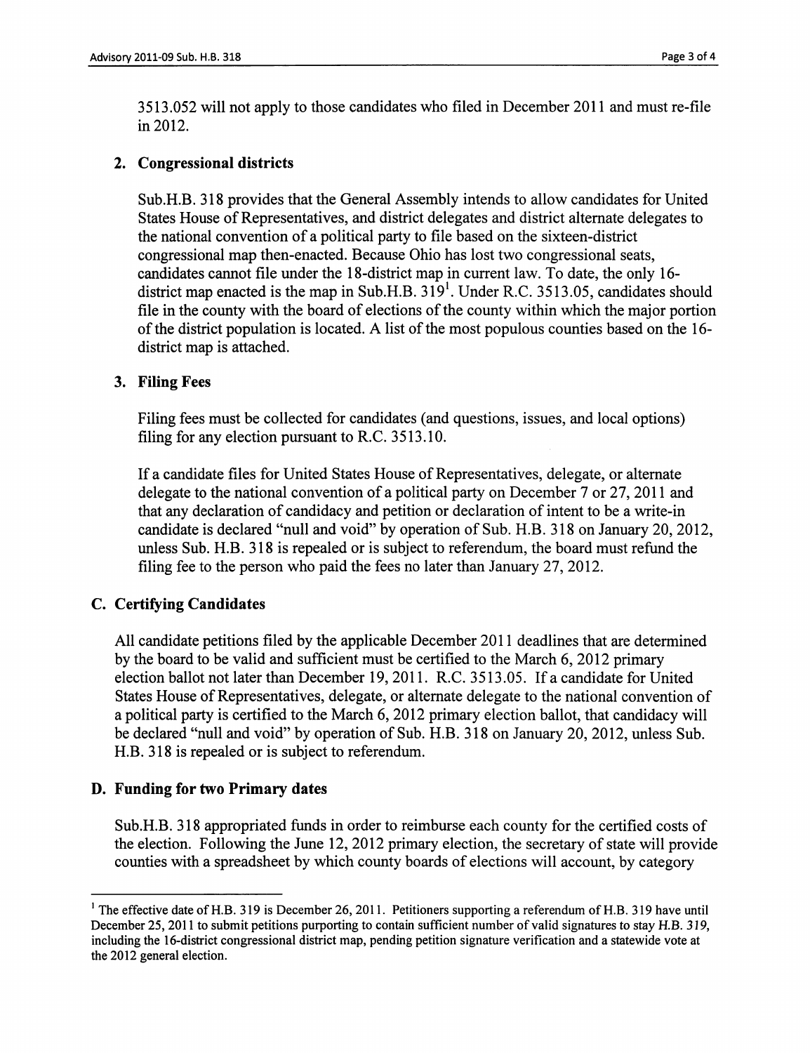3513.052 will not apply to those candidates who filed in December 2011 and must re-file in 2012.

**2. Congressional districts**

Sub.H.B. 318 provides that the General Assembly intends to allow candidates for United States House of Representatives, and district delegates and district alternate delegates to the national convention of a political party to file based on the sixteen-district congressional map then-enacted. Because Ohio has lost two congressional seats, candidates cannot file under the 18-district map in current law. To date, the only 16-district map enacted is the map in Sub.H.B. 319[1]. Under R.C. 3513.05, candidates should file in the county with the board of elections of the county within which the major portion of the district population is located. A list of the most populous counties based on the 16-district map is attached.

**3. Filing Fees**

Filing fees must be collected for candidates (and questions, issues, and local options) filing for any election pursuant to R.C. 3513.10.

If a candidate files for United States House of Representatives, delegate, or alternate delegate to the national convention of a political party on December 7 or 27, 2011 and that any declaration of candidacy and petition or declaration of intent to be a write-in candidate is declared "null and void" by operation of Sub. H.B. 318 on January 20, 2012, unless Sub. H.B. 318 is repealed or is subject to referendum, the board must refund the filing fee to the person who paid the fees no later than January 27, 2012.

## C. Certifying Candidates

All candidate petitions filed by the applicable December 2011 deadlines that are determined by the board to be valid and sufficient must be certified to the March 6, 2012 primary election ballot not later than December 19, 2011. R.C. 3513.05. If a candidate for United States House of Representatives, delegate, or alternate delegate to the national convention of a political party is certified to the March 6, 2012 primary election ballot, that candidacy will be declared "null and void" by operation of Sub. H.B. 318 on January 20, 2012, unless Sub. H.B. 318 is repealed or is subject to referendum.

## D. Funding for two Primary dates

Sub.H.B. 318 appropriated funds in order to reimburse each county for the certified costs of the election. Following the June 12, 2012 primary election, the secretary of state will provide counties with a spreadsheet by which county boards of elections will account, by category

---

[1] The effective date of H.B. 319 is December 26, 2011. Petitioners supporting a referendum of H.B. 319 have until December 25, 2011 to submit petitions purporting to contain sufficient number of valid signatures to stay H.B. 319, including the 16-district congressional district map, pending petition signature verification and a statewide vote at the 2012 general election.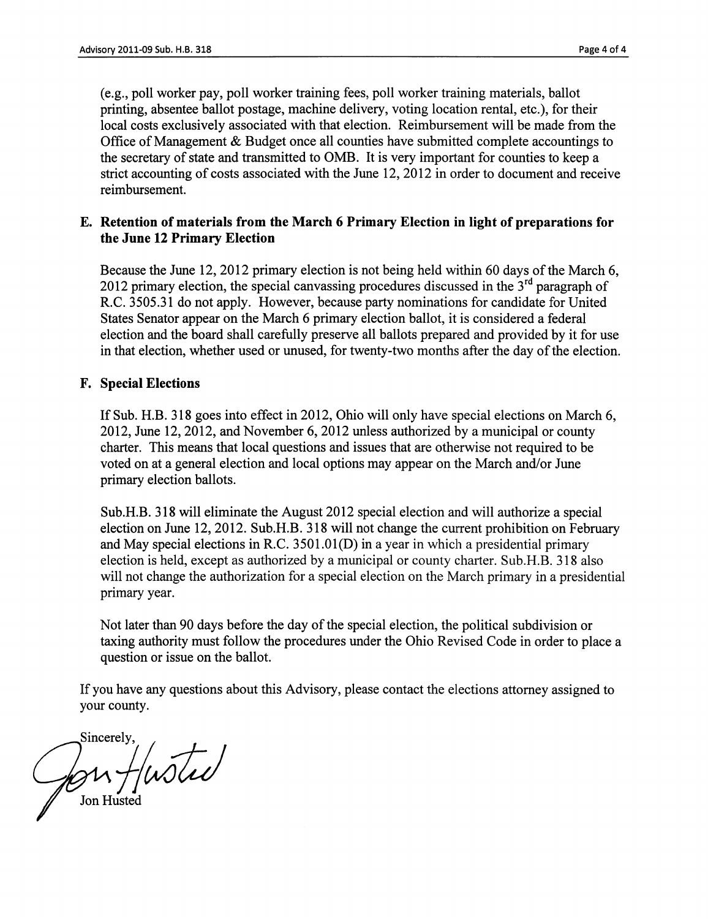(e.g., poll worker pay, poll worker training fees, poll worker training materials, ballot printing, absentee ballot postage, machine delivery, voting location rental, etc.), for their local costs exclusively associated with that election. Reimbursement will be made from the Office of Management & Budget once all counties have submitted complete accountings to the secretary of state and transmitted to OMB. It is very important for counties to keep a strict accounting of costs associated with the June 12, 2012 in order to document and receive reimbursement.

**E. Retention of materials from the March 6 Primary Election in light of preparations for the June 12 Primary Election**

Because the June 12, 2012 primary election is not being held within 60 days of the March 6, 2012 primary election, the special canvassing procedures discussed in the 3rd paragraph of R.C. 3505.31 do not apply. However, because party nominations for candidate for United States Senator appear on the March 6 primary election ballot, it is considered a federal election and the board shall carefully preserve all ballots prepared and provided by it for use in that election, whether used or unused, for twenty-two months after the day of the election.

**F. Special Elections**

If Sub. H.B. 318 goes into effect in 2012, Ohio will only have special elections on March 6, 2012, June 12, 2012, and November 6, 2012 unless authorized by a municipal or county charter. This means that local questions and issues that are otherwise not required to be voted on at a general election and local options may appear on the March and/or June primary election ballots.

Sub.H.B. 318 will eliminate the August 2012 special election and will authorize a special election on June 12, 2012. Sub.H.B. 318 will not change the current prohibition on February and May special elections in R.C. 3501.01(D) in a year in which a presidential primary election is held, except as authorized by a municipal or county charter. Sub.H.B. 318 also will not change the authorization for a special election on the March primary in a presidential primary year.

Not later than 90 days before the day of the special election, the political subdivision or taxing authority must follow the procedures under the Ohio Revised Code in order to place a question or issue on the ballot.

If you have any questions about this Advisory, please contact the elections attorney assigned to your county.

Sincerely,

Jon Husted